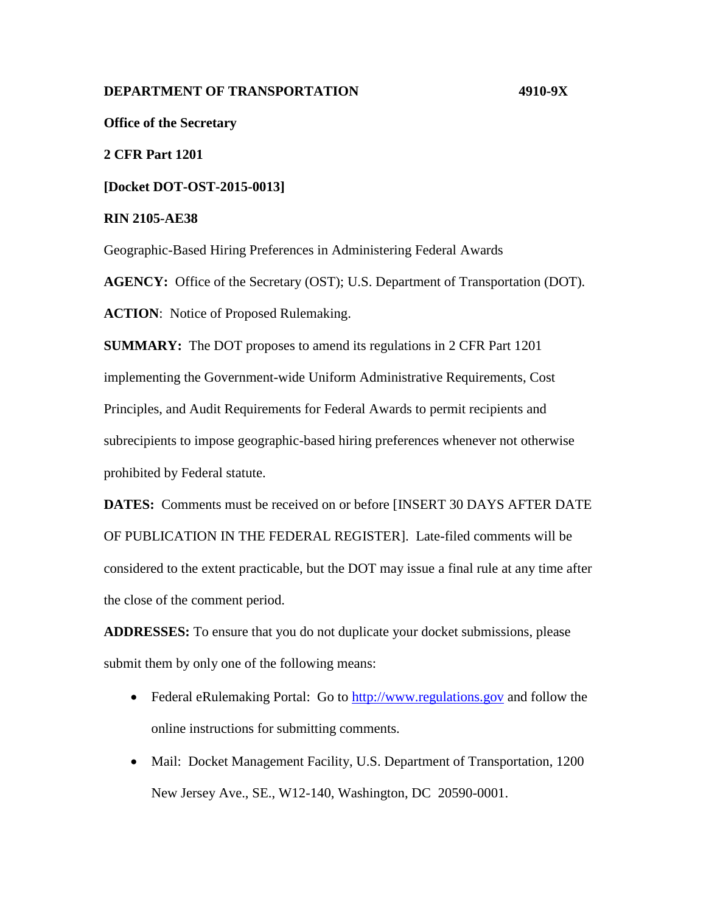**DEPARTMENT OF TRANSPORTATION** **4910-9X**

**Office of the Secretary**

**2 CFR Part 1201**

**[Docket DOT-OST-2015-0013]**

**RIN 2105-AE38**

Geographic-Based Hiring Preferences in Administering Federal Awards

**AGENCY:** Office of the Secretary (OST); U.S. Department of Transportation (DOT).

**ACTION**: Notice of Proposed Rulemaking.

**SUMMARY:** The DOT proposes to amend its regulations in 2 CFR Part 1201 implementing the Government-wide Uniform Administrative Requirements, Cost Principles, and Audit Requirements for Federal Awards to permit recipients and subrecipients to impose geographic-based hiring preferences whenever not otherwise prohibited by Federal statute.

**DATES:** Comments must be received on or before [INSERT 30 DAYS AFTER DATE OF PUBLICATION IN THE FEDERAL REGISTER]. Late-filed comments will be considered to the extent practicable, but the DOT may issue a final rule at any time after the close of the comment period.

**ADDRESSES:** To ensure that you do not duplicate your docket submissions, please submit them by only one of the following means:

- Federal eRulemaking Portal: Go to http://www.regulations.gov and follow the online instructions for submitting comments.
- Mail: Docket Management Facility, U.S. Department of Transportation, 1200 New Jersey Ave., SE., W12-140, Washington, DC 20590-0001.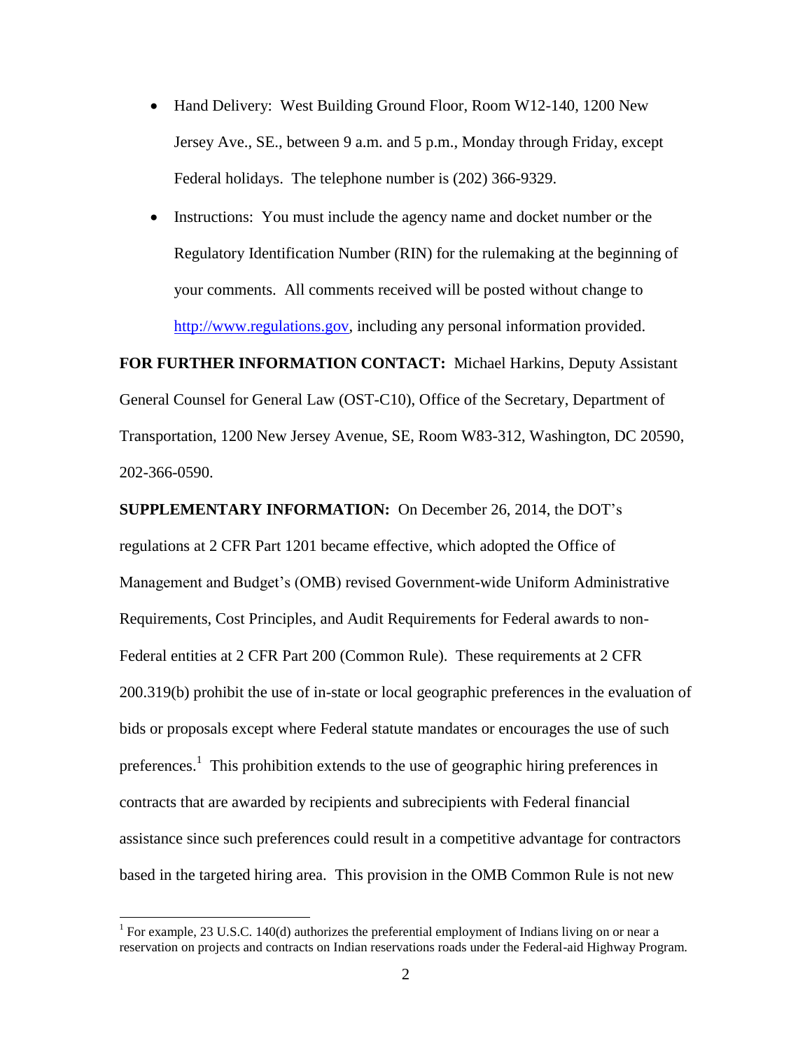- Hand Delivery: West Building Ground Floor, Room W12-140, 1200 New Jersey Ave., SE., between 9 a.m. and 5 p.m., Monday through Friday, except Federal holidays. The telephone number is (202) 366-9329.
- Instructions: You must include the agency name and docket number or the Regulatory Identification Number (RIN) for the rulemaking at the beginning of your comments. All comments received will be posted without change to http://www.regulations.gov, including any personal information provided.

**FOR FURTHER INFORMATION CONTACT:** Michael Harkins, Deputy Assistant General Counsel for General Law (OST-C10), Office of the Secretary, Department of Transportation, 1200 New Jersey Avenue, SE, Room W83-312, Washington, DC 20590, 202-366-0590.

**SUPPLEMENTARY INFORMATION:** On December 26, 2014, the DOT's regulations at 2 CFR Part 1201 became effective, which adopted the Office of Management and Budget's (OMB) revised Government-wide Uniform Administrative Requirements, Cost Principles, and Audit Requirements for Federal awards to non-Federal entities at 2 CFR Part 200 (Common Rule). These requirements at 2 CFR 200.319(b) prohibit the use of in-state or local geographic preferences in the evaluation of bids or proposals except where Federal statute mandates or encourages the use of such preferences.[1] This prohibition extends to the use of geographic hiring preferences in contracts that are awarded by recipients and subrecipients with Federal financial assistance since such preferences could result in a competitive advantage for contractors based in the targeted hiring area. This provision in the OMB Common Rule is not new

[1] For example, 23 U.S.C. 140(d) authorizes the preferential employment of Indians living on or near a reservation on projects and contracts on Indian reservations roads under the Federal-aid Highway Program.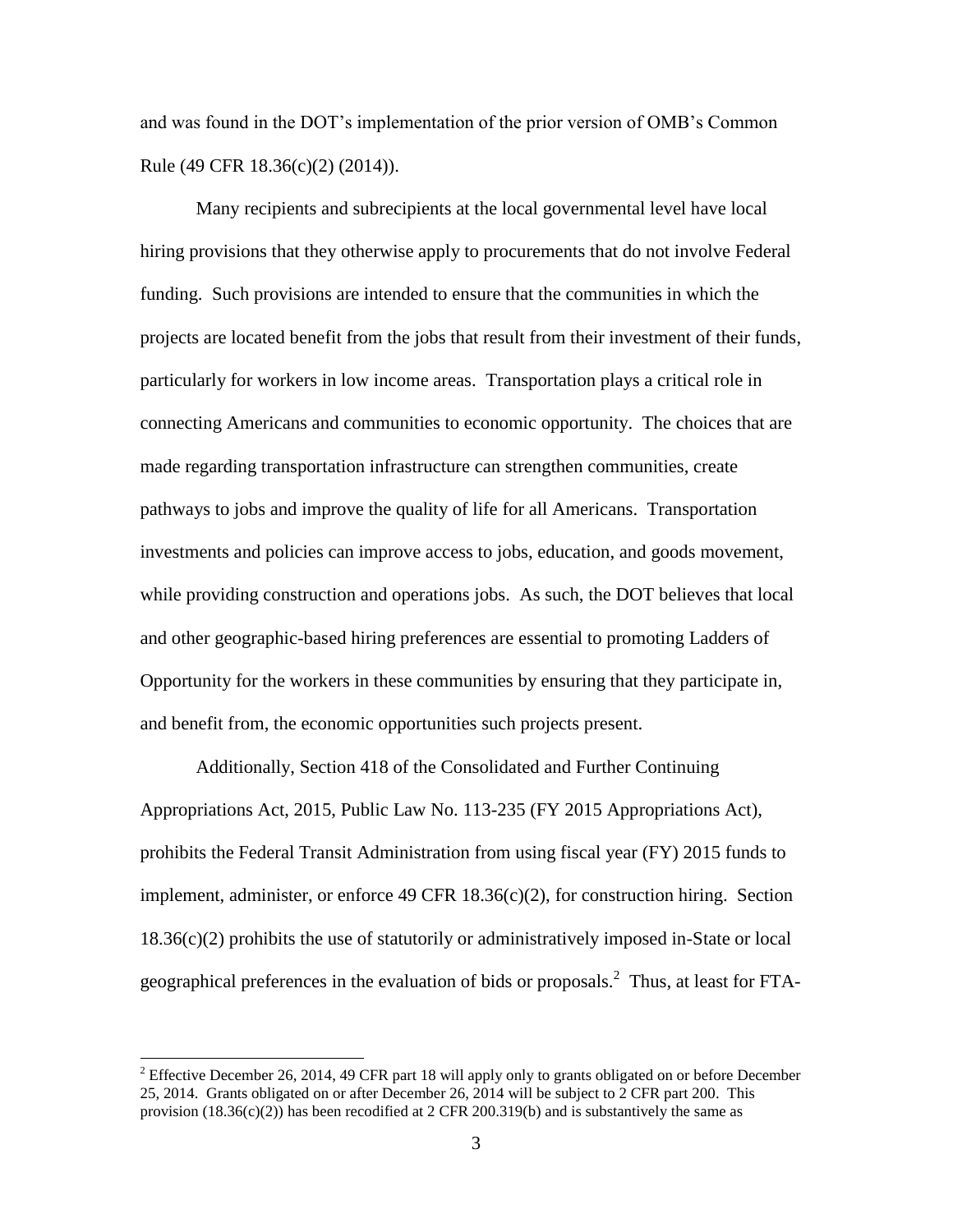and was found in the DOT's implementation of the prior version of OMB's Common Rule (49 CFR 18.36(c)(2) (2014)).

Many recipients and subrecipients at the local governmental level have local hiring provisions that they otherwise apply to procurements that do not involve Federal funding. Such provisions are intended to ensure that the communities in which the projects are located benefit from the jobs that result from their investment of their funds, particularly for workers in low income areas. Transportation plays a critical role in connecting Americans and communities to economic opportunity. The choices that are made regarding transportation infrastructure can strengthen communities, create pathways to jobs and improve the quality of life for all Americans. Transportation investments and policies can improve access to jobs, education, and goods movement, while providing construction and operations jobs. As such, the DOT believes that local and other geographic-based hiring preferences are essential to promoting Ladders of Opportunity for the workers in these communities by ensuring that they participate in, and benefit from, the economic opportunities such projects present.

Additionally, Section 418 of the Consolidated and Further Continuing Appropriations Act, 2015, Public Law No. 113-235 (FY 2015 Appropriations Act), prohibits the Federal Transit Administration from using fiscal year (FY) 2015 funds to implement, administer, or enforce 49 CFR 18.36(c)(2), for construction hiring. Section 18.36(c)(2) prohibits the use of statutorily or administratively imposed in-State or local geographical preferences in the evaluation of bids or proposals.[2] Thus, at least for FTA-

[2] Effective December 26, 2014, 49 CFR part 18 will apply only to grants obligated on or before December 25, 2014. Grants obligated on or after December 26, 2014 will be subject to 2 CFR part 200. This provision (18.36(c)(2)) has been recodified at 2 CFR 200.319(b) and is substantively the same as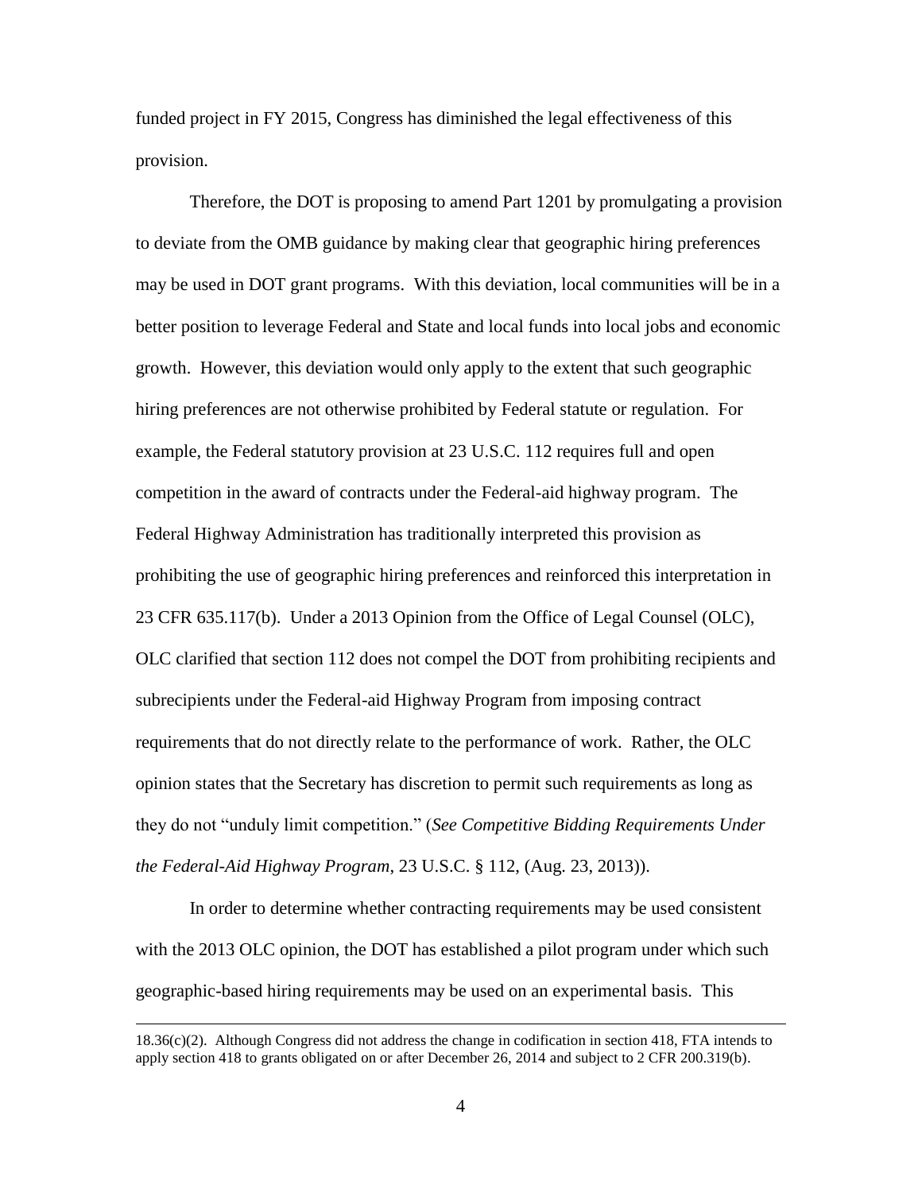funded project in FY 2015, Congress has diminished the legal effectiveness of this provision.

Therefore, the DOT is proposing to amend Part 1201 by promulgating a provision to deviate from the OMB guidance by making clear that geographic hiring preferences may be used in DOT grant programs. With this deviation, local communities will be in a better position to leverage Federal and State and local funds into local jobs and economic growth. However, this deviation would only apply to the extent that such geographic hiring preferences are not otherwise prohibited by Federal statute or regulation. For example, the Federal statutory provision at 23 U.S.C. 112 requires full and open competition in the award of contracts under the Federal-aid highway program. The Federal Highway Administration has traditionally interpreted this provision as prohibiting the use of geographic hiring preferences and reinforced this interpretation in 23 CFR 635.117(b). Under a 2013 Opinion from the Office of Legal Counsel (OLC), OLC clarified that section 112 does not compel the DOT from prohibiting recipients and subrecipients under the Federal-aid Highway Program from imposing contract requirements that do not directly relate to the performance of work. Rather, the OLC opinion states that the Secretary has discretion to permit such requirements as long as they do not "unduly limit competition." (*See Competitive Bidding Requirements Under the Federal-Aid Highway Program*, 23 U.S.C. § 112, (Aug. 23, 2013)).

In order to determine whether contracting requirements may be used consistent with the 2013 OLC opinion, the DOT has established a pilot program under which such geographic-based hiring requirements may be used on an experimental basis. This

---

18.36(c)(2). Although Congress did not address the change in codification in section 418, FTA intends to apply section 418 to grants obligated on or after December 26, 2014 and subject to 2 CFR 200.319(b).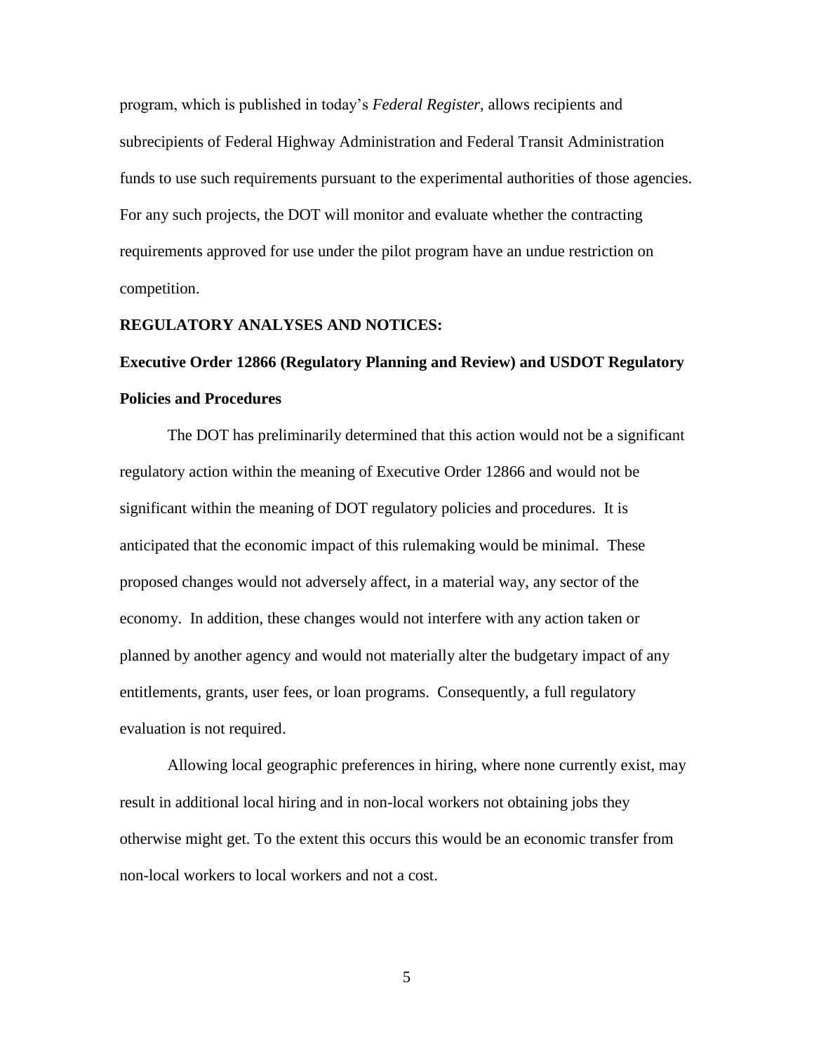program, which is published in today's *Federal Register*, allows recipients and subrecipients of Federal Highway Administration and Federal Transit Administration funds to use such requirements pursuant to the experimental authorities of those agencies. For any such projects, the DOT will monitor and evaluate whether the contracting requirements approved for use under the pilot program have an undue restriction on competition.

**REGULATORY ANALYSES AND NOTICES:**

**Executive Order 12866 (Regulatory Planning and Review) and USDOT Regulatory Policies and Procedures**

The DOT has preliminarily determined that this action would not be a significant regulatory action within the meaning of Executive Order 12866 and would not be significant within the meaning of DOT regulatory policies and procedures. It is anticipated that the economic impact of this rulemaking would be minimal. These proposed changes would not adversely affect, in a material way, any sector of the economy. In addition, these changes would not interfere with any action taken or planned by another agency and would not materially alter the budgetary impact of any entitlements, grants, user fees, or loan programs. Consequently, a full regulatory evaluation is not required.

Allowing local geographic preferences in hiring, where none currently exist, may result in additional local hiring and in non-local workers not obtaining jobs they otherwise might get. To the extent this occurs this would be an economic transfer from non-local workers to local workers and not a cost.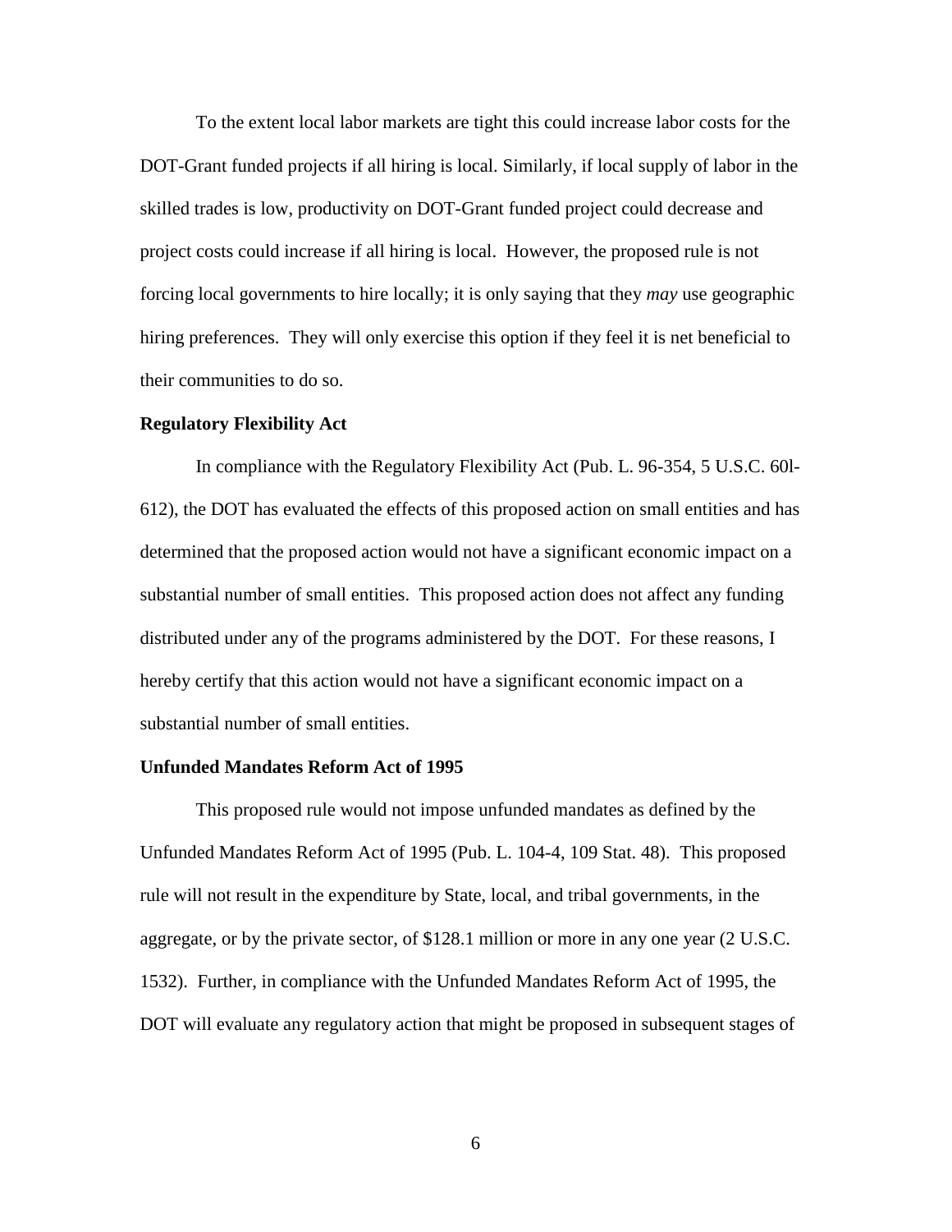To the extent local labor markets are tight this could increase labor costs for the DOT-Grant funded projects if all hiring is local. Similarly, if local supply of labor in the skilled trades is low, productivity on DOT-Grant funded project could decrease and project costs could increase if all hiring is local. However, the proposed rule is not forcing local governments to hire locally; it is only saying that they *may* use geographic hiring preferences. They will only exercise this option if they feel it is net beneficial to their communities to do so.

**Regulatory Flexibility Act**

In compliance with the Regulatory Flexibility Act (Pub. L. 96-354, 5 U.S.C. 60l-612), the DOT has evaluated the effects of this proposed action on small entities and has determined that the proposed action would not have a significant economic impact on a substantial number of small entities. This proposed action does not affect any funding distributed under any of the programs administered by the DOT. For these reasons, I hereby certify that this action would not have a significant economic impact on a substantial number of small entities.

**Unfunded Mandates Reform Act of 1995**

This proposed rule would not impose unfunded mandates as defined by the Unfunded Mandates Reform Act of 1995 (Pub. L. 104-4, 109 Stat. 48). This proposed rule will not result in the expenditure by State, local, and tribal governments, in the aggregate, or by the private sector, of $128.1 million or more in any one year (2 U.S.C. 1532). Further, in compliance with the Unfunded Mandates Reform Act of 1995, the DOT will evaluate any regulatory action that might be proposed in subsequent stages of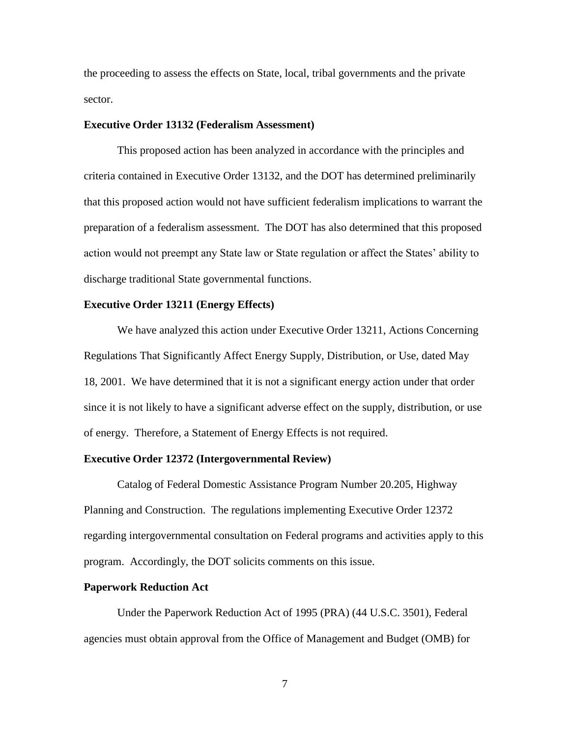the proceeding to assess the effects on State, local, tribal governments and the private sector.

**Executive Order 13132 (Federalism Assessment)**

This proposed action has been analyzed in accordance with the principles and criteria contained in Executive Order 13132, and the DOT has determined preliminarily that this proposed action would not have sufficient federalism implications to warrant the preparation of a federalism assessment. The DOT has also determined that this proposed action would not preempt any State law or State regulation or affect the States' ability to discharge traditional State governmental functions.

**Executive Order 13211 (Energy Effects)**

We have analyzed this action under Executive Order 13211, Actions Concerning Regulations That Significantly Affect Energy Supply, Distribution, or Use, dated May 18, 2001. We have determined that it is not a significant energy action under that order since it is not likely to have a significant adverse effect on the supply, distribution, or use of energy. Therefore, a Statement of Energy Effects is not required.

**Executive Order 12372 (Intergovernmental Review)**

Catalog of Federal Domestic Assistance Program Number 20.205, Highway Planning and Construction. The regulations implementing Executive Order 12372 regarding intergovernmental consultation on Federal programs and activities apply to this program. Accordingly, the DOT solicits comments on this issue.

**Paperwork Reduction Act**

Under the Paperwork Reduction Act of 1995 (PRA) (44 U.S.C. 3501), Federal agencies must obtain approval from the Office of Management and Budget (OMB) for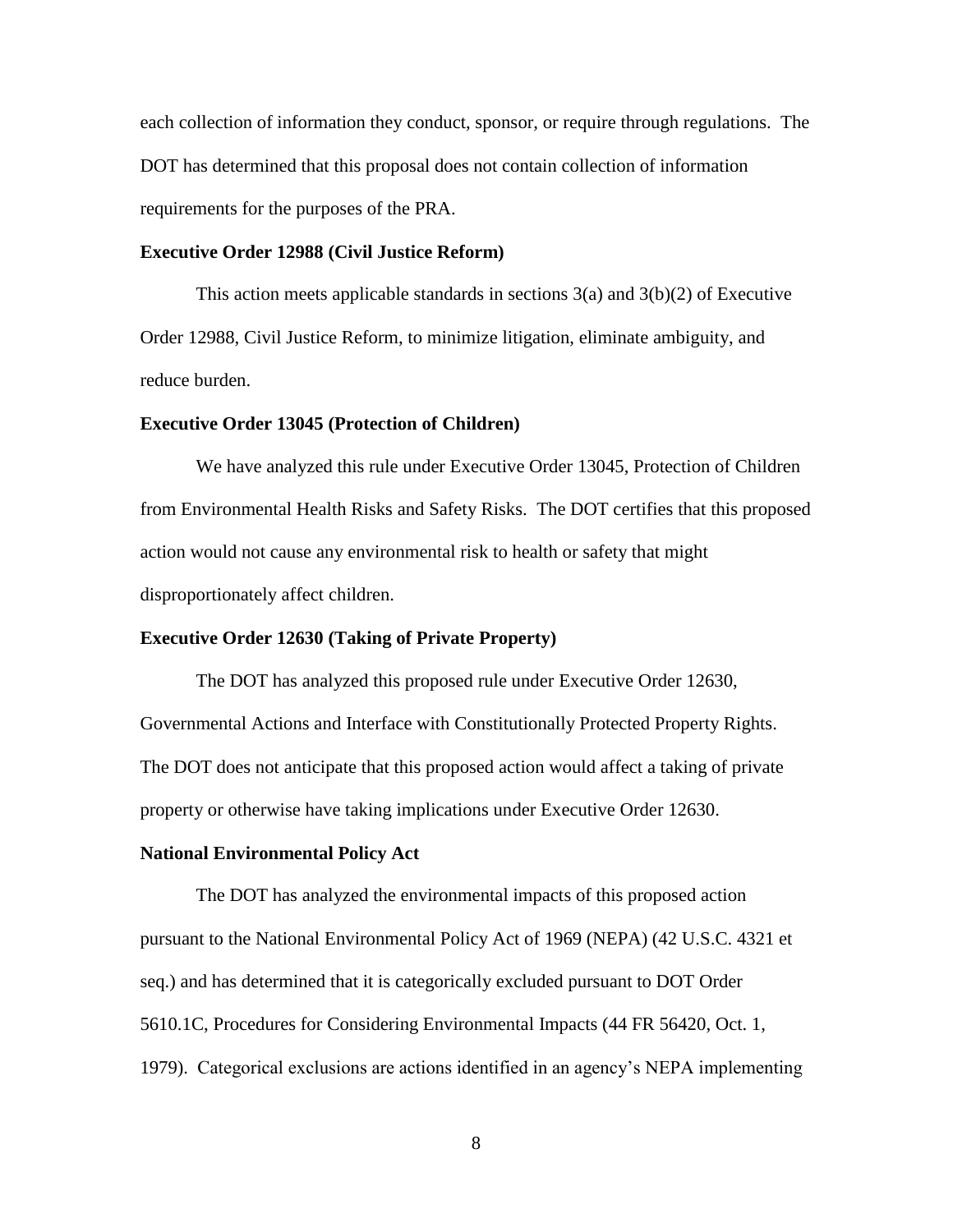each collection of information they conduct, sponsor, or require through regulations. The DOT has determined that this proposal does not contain collection of information requirements for the purposes of the PRA.

**Executive Order 12988 (Civil Justice Reform)**

This action meets applicable standards in sections 3(a) and 3(b)(2) of Executive Order 12988, Civil Justice Reform, to minimize litigation, eliminate ambiguity, and reduce burden.

**Executive Order 13045 (Protection of Children)**

We have analyzed this rule under Executive Order 13045, Protection of Children from Environmental Health Risks and Safety Risks. The DOT certifies that this proposed action would not cause any environmental risk to health or safety that might disproportionately affect children.

**Executive Order 12630 (Taking of Private Property)**

The DOT has analyzed this proposed rule under Executive Order 12630, Governmental Actions and Interface with Constitutionally Protected Property Rights. The DOT does not anticipate that this proposed action would affect a taking of private property or otherwise have taking implications under Executive Order 12630.

**National Environmental Policy Act**

The DOT has analyzed the environmental impacts of this proposed action pursuant to the National Environmental Policy Act of 1969 (NEPA) (42 U.S.C. 4321 et seq.) and has determined that it is categorically excluded pursuant to DOT Order 5610.1C, Procedures for Considering Environmental Impacts (44 FR 56420, Oct. 1, 1979). Categorical exclusions are actions identified in an agency's NEPA implementing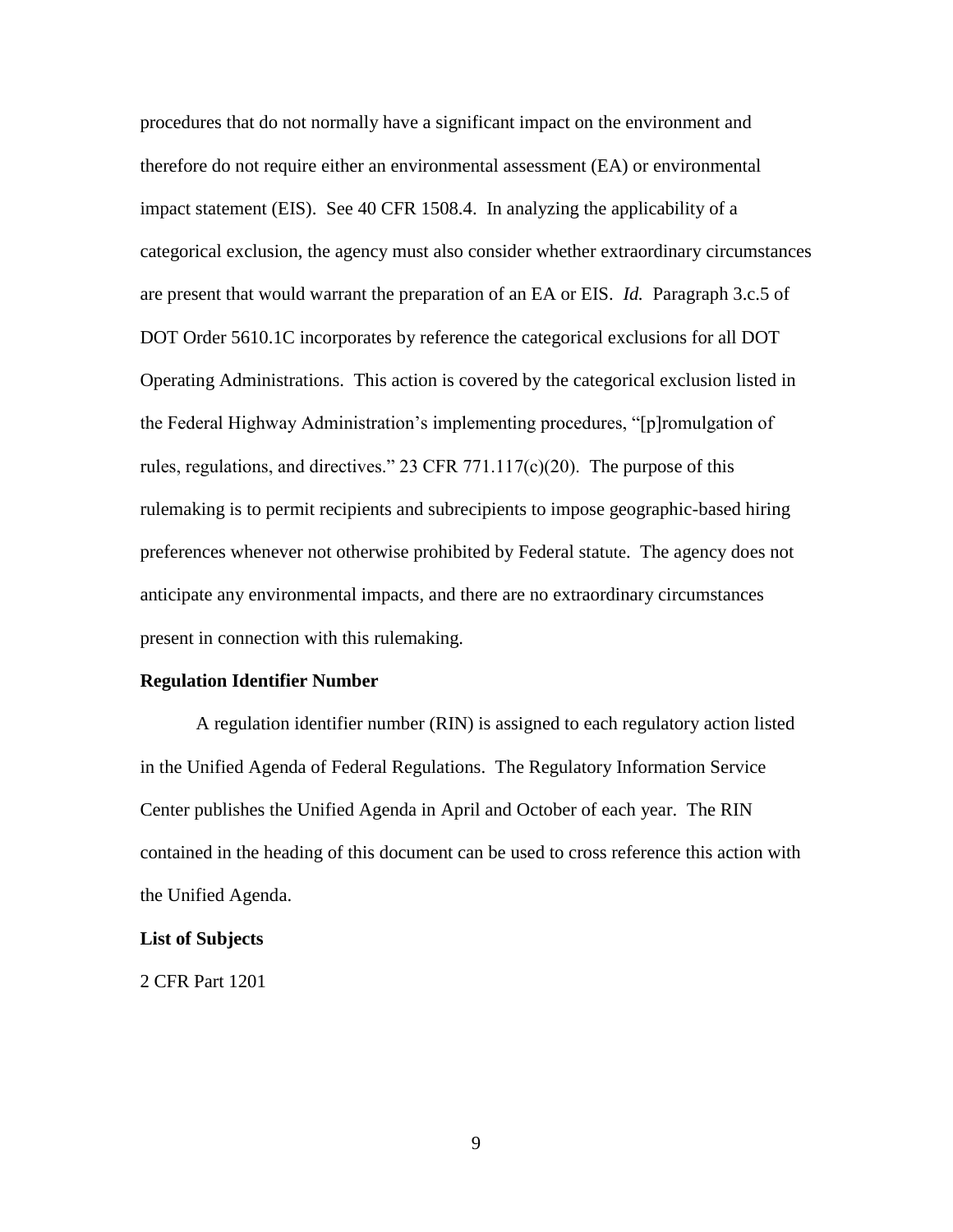procedures that do not normally have a significant impact on the environment and therefore do not require either an environmental assessment (EA) or environmental impact statement (EIS). See 40 CFR 1508.4. In analyzing the applicability of a categorical exclusion, the agency must also consider whether extraordinary circumstances are present that would warrant the preparation of an EA or EIS. *Id.* Paragraph 3.c.5 of DOT Order 5610.1C incorporates by reference the categorical exclusions for all DOT Operating Administrations. This action is covered by the categorical exclusion listed in the Federal Highway Administration's implementing procedures, "[p]romulgation of rules, regulations, and directives." 23 CFR 771.117(c)(20). The purpose of this rulemaking is to permit recipients and subrecipients to impose geographic-based hiring preferences whenever not otherwise prohibited by Federal statute. The agency does not anticipate any environmental impacts, and there are no extraordinary circumstances present in connection with this rulemaking.

**Regulation Identifier Number**

A regulation identifier number (RIN) is assigned to each regulatory action listed in the Unified Agenda of Federal Regulations. The Regulatory Information Service Center publishes the Unified Agenda in April and October of each year. The RIN contained in the heading of this document can be used to cross reference this action with the Unified Agenda.

**List of Subjects**

2 CFR Part 1201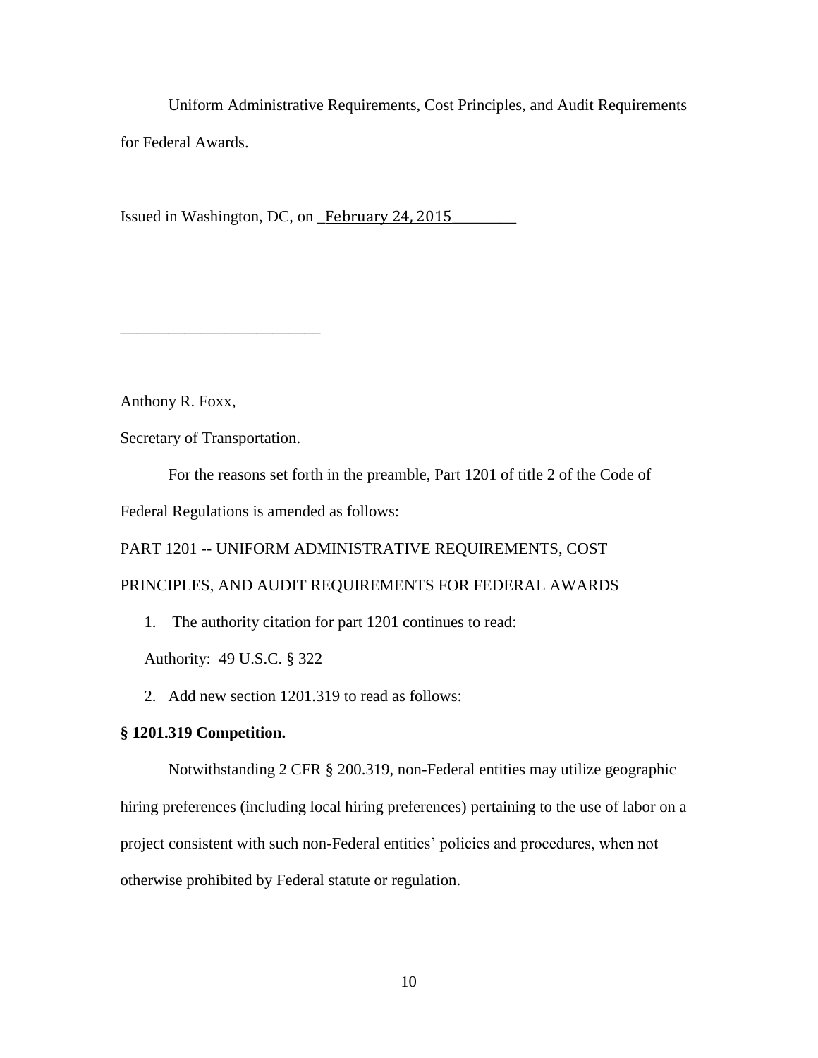Uniform Administrative Requirements, Cost Principles, and Audit Requirements for Federal Awards.

Issued in Washington, DC, on February 24, 2015

_________________________

Anthony R. Foxx,

Secretary of Transportation.

For the reasons set forth in the preamble, Part 1201 of title 2 of the Code of Federal Regulations is amended as follows:

PART 1201 -- UNIFORM ADMINISTRATIVE REQUIREMENTS, COST PRINCIPLES, AND AUDIT REQUIREMENTS FOR FEDERAL AWARDS

1. The authority citation for part 1201 continues to read:

   Authority: 49 U.S.C. § 322

2. Add new section 1201.319 to read as follows:

**§ 1201.319 Competition.**

Notwithstanding 2 CFR § 200.319, non-Federal entities may utilize geographic hiring preferences (including local hiring preferences) pertaining to the use of labor on a project consistent with such non-Federal entities' policies and procedures, when not otherwise prohibited by Federal statute or regulation.